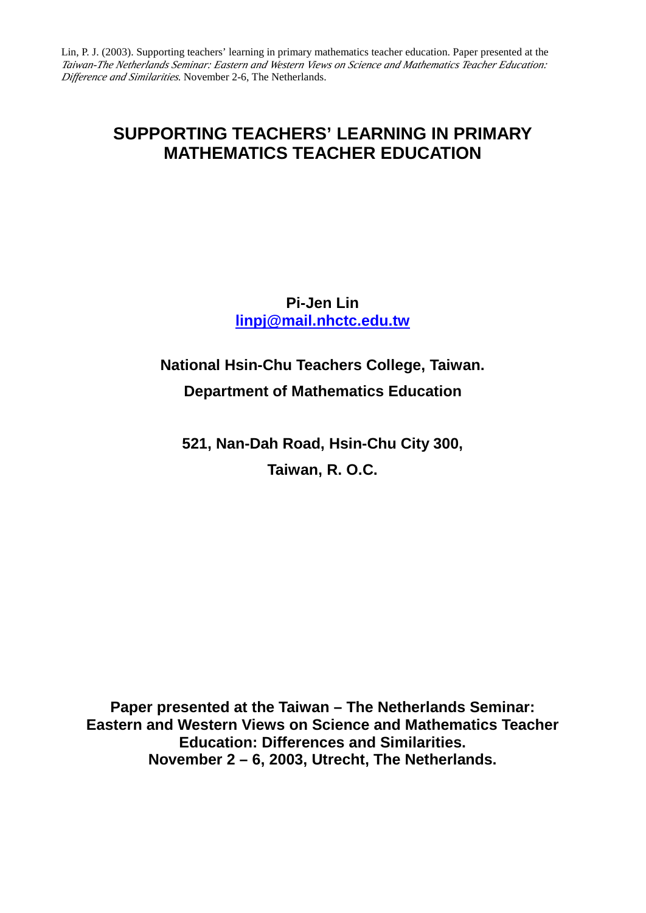Lin, P. J. (2003). Supporting teachers' learning in primary mathematics teacher education. Paper presented at the *Taiwan-The Netherlands Seminar: Eastern and Western Views on Science and Mathematics Teacher Education: Difference and Similarities*. November 2-6, The Netherlands.

# SUPPORTING TEACHERS' LEARNING IN PRIMARY MATHEMATICS TEACHER EDUCATION

**Pi-Jen Lin**
**linpj@mail.nhctc.edu.tw**

**National Hsin-Chu Teachers College, Taiwan.**

**Department of Mathematics Education**

**521, Nan-Dah Road, Hsin-Chu City 300,**

**Taiwan, R. O.C.**

**Paper presented at the Taiwan – The Netherlands Seminar: Eastern and Western Views on Science and Mathematics Teacher Education: Differences and Similarities. November 2 – 6, 2003, Utrecht, The Netherlands.**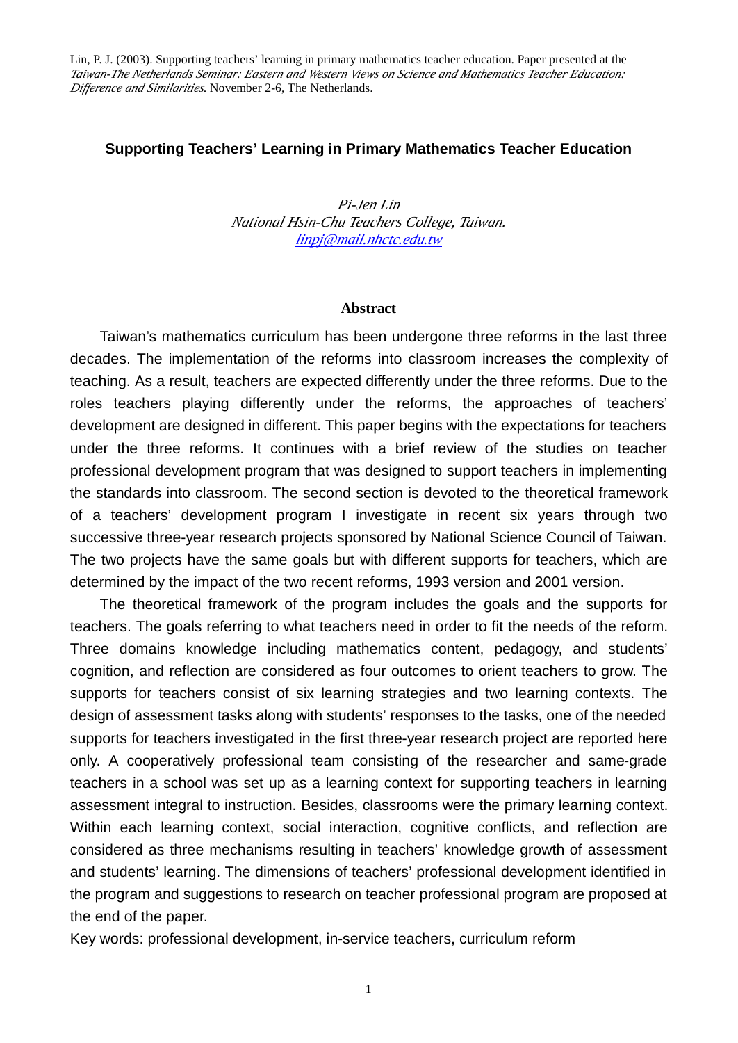Lin, P. J. (2003). Supporting teachers' learning in primary mathematics teacher education. Paper presented at the *Taiwan-The Netherlands Seminar: Eastern and Western Views on Science and Mathematics Teacher Education: Difference and Similarities*. November 2-6, The Netherlands.

## Supporting Teachers' Learning in Primary Mathematics Teacher Education

*Pi-Jen Lin*
*National Hsin-Chu Teachers College, Taiwan.*
*linpj@mail.nhctc.edu.tw*

### Abstract

Taiwan's mathematics curriculum has been undergone three reforms in the last three decades. The implementation of the reforms into classroom increases the complexity of teaching. As a result, teachers are expected differently under the three reforms. Due to the roles teachers playing differently under the reforms, the approaches of teachers' development are designed in different. This paper begins with the expectations for teachers under the three reforms. It continues with a brief review of the studies on teacher professional development program that was designed to support teachers in implementing the standards into classroom. The second section is devoted to the theoretical framework of a teachers' development program I investigate in recent six years through two successive three-year research projects sponsored by National Science Council of Taiwan. The two projects have the same goals but with different supports for teachers, which are determined by the impact of the two recent reforms, 1993 version and 2001 version.

The theoretical framework of the program includes the goals and the supports for teachers. The goals referring to what teachers need in order to fit the needs of the reform. Three domains knowledge including mathematics content, pedagogy, and students' cognition, and reflection are considered as four outcomes to orient teachers to grow. The supports for teachers consist of six learning strategies and two learning contexts. The design of assessment tasks along with students' responses to the tasks, one of the needed supports for teachers investigated in the first three-year research project are reported here only. A cooperatively professional team consisting of the researcher and same-grade teachers in a school was set up as a learning context for supporting teachers in learning assessment integral to instruction. Besides, classrooms were the primary learning context. Within each learning context, social interaction, cognitive conflicts, and reflection are considered as three mechanisms resulting in teachers' knowledge growth of assessment and students' learning. The dimensions of teachers' professional development identified in the program and suggestions to research on teacher professional program are proposed at the end of the paper.

Key words: professional development, in-service teachers, curriculum reform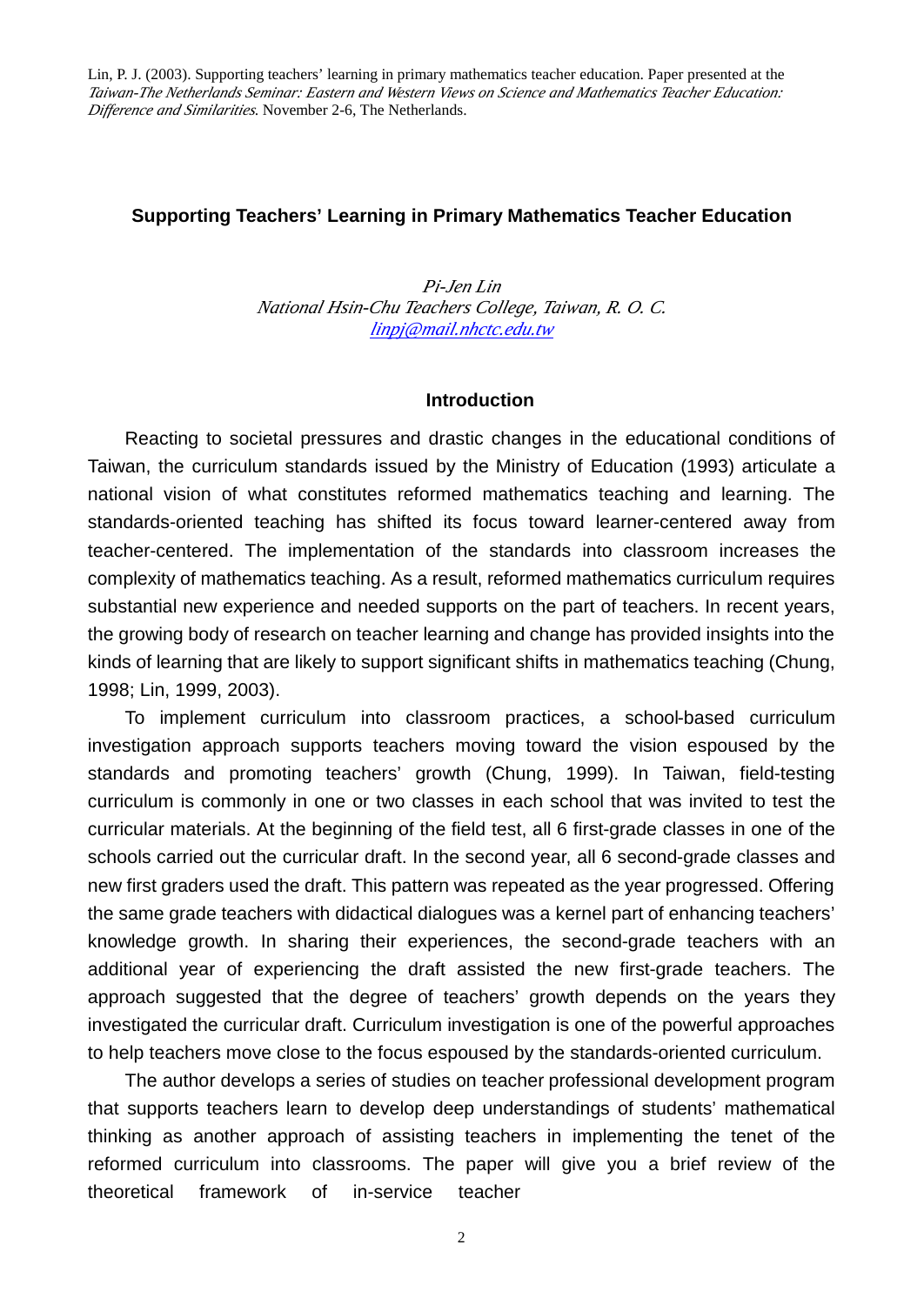Lin, P. J. (2003). Supporting teachers' learning in primary mathematics teacher education. Paper presented at the *Taiwan-The Netherlands Seminar: Eastern and Western Views on Science and Mathematics Teacher Education: Difference and Similarities*. November 2-6, The Netherlands.

## Supporting Teachers' Learning in Primary Mathematics Teacher Education

*Pi-Jen Lin*
*National Hsin-Chu Teachers College, Taiwan, R. O. C.*
*linpj@mail.nhctc.edu.tw*

### Introduction

Reacting to societal pressures and drastic changes in the educational conditions of Taiwan, the curriculum standards issued by the Ministry of Education (1993) articulate a national vision of what constitutes reformed mathematics teaching and learning. The standards-oriented teaching has shifted its focus toward learner-centered away from teacher-centered. The implementation of the standards into classroom increases the complexity of mathematics teaching. As a result, reformed mathematics curriculum requires substantial new experience and needed supports on the part of teachers. In recent years, the growing body of research on teacher learning and change has provided insights into the kinds of learning that are likely to support significant shifts in mathematics teaching (Chung, 1998; Lin, 1999, 2003).

To implement curriculum into classroom practices, a school-based curriculum investigation approach supports teachers moving toward the vision espoused by the standards and promoting teachers' growth (Chung, 1999). In Taiwan, field-testing curriculum is commonly in one or two classes in each school that was invited to test the curricular materials. At the beginning of the field test, all 6 first-grade classes in one of the schools carried out the curricular draft. In the second year, all 6 second-grade classes and new first graders used the draft. This pattern was repeated as the year progressed. Offering the same grade teachers with didactical dialogues was a kernel part of enhancing teachers' knowledge growth. In sharing their experiences, the second-grade teachers with an additional year of experiencing the draft assisted the new first-grade teachers. The approach suggested that the degree of teachers' growth depends on the years they investigated the curricular draft. Curriculum investigation is one of the powerful approaches to help teachers move close to the focus espoused by the standards-oriented curriculum.

The author develops a series of studies on teacher professional development program that supports teachers learn to develop deep understandings of students' mathematical thinking as another approach of assisting teachers in implementing the tenet of the reformed curriculum into classrooms. The paper will give you a brief review of the theoretical framework of in-service teacher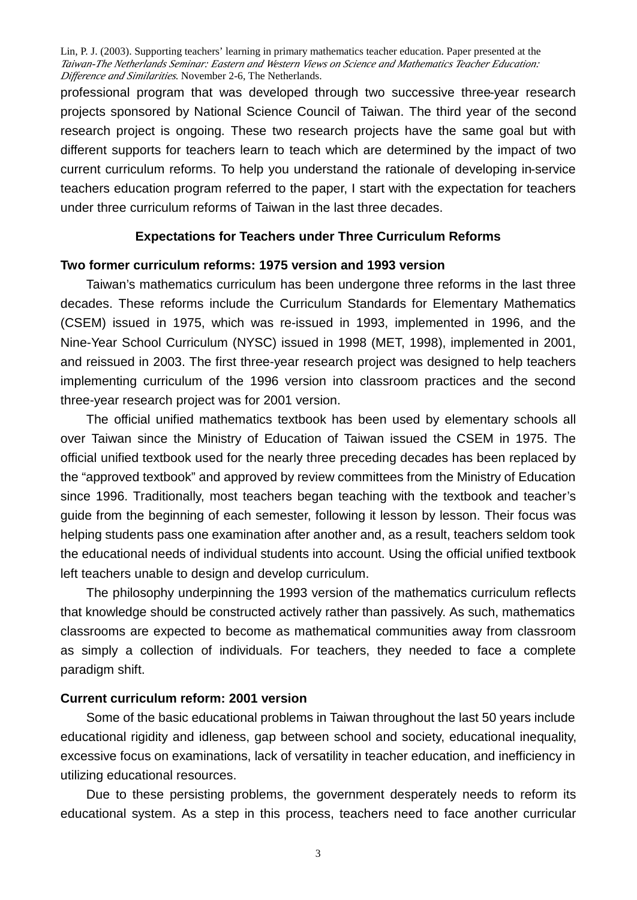professional program that was developed through two successive three-year research projects sponsored by National Science Council of Taiwan. The third year of the second research project is ongoing. These two research projects have the same goal but with different supports for teachers learn to teach which are determined by the impact of two current curriculum reforms. To help you understand the rationale of developing in-service teachers education program referred to the paper, I start with the expectation for teachers under three curriculum reforms of Taiwan in the last three decades.

## Expectations for Teachers under Three Curriculum Reforms

### Two former curriculum reforms: 1975 version and 1993 version

Taiwan's mathematics curriculum has been undergone three reforms in the last three decades. These reforms include the Curriculum Standards for Elementary Mathematics (CSEM) issued in 1975, which was re-issued in 1993, implemented in 1996, and the Nine-Year School Curriculum (NYSC) issued in 1998 (MET, 1998), implemented in 2001, and reissued in 2003. The first three-year research project was designed to help teachers implementing curriculum of the 1996 version into classroom practices and the second three-year research project was for 2001 version.

The official unified mathematics textbook has been used by elementary schools all over Taiwan since the Ministry of Education of Taiwan issued the CSEM in 1975. The official unified textbook used for the nearly three preceding decades has been replaced by the "approved textbook" and approved by review committees from the Ministry of Education since 1996. Traditionally, most teachers began teaching with the textbook and teacher's guide from the beginning of each semester, following it lesson by lesson. Their focus was helping students pass one examination after another and, as a result, teachers seldom took the educational needs of individual students into account. Using the official unified textbook left teachers unable to design and develop curriculum.

The philosophy underpinning the 1993 version of the mathematics curriculum reflects that knowledge should be constructed actively rather than passively. As such, mathematics classrooms are expected to become as mathematical communities away from classroom as simply a collection of individuals. For teachers, they needed to face a complete paradigm shift.

### Current curriculum reform: 2001 version

Some of the basic educational problems in Taiwan throughout the last 50 years include educational rigidity and idleness, gap between school and society, educational inequality, excessive focus on examinations, lack of versatility in teacher education, and inefficiency in utilizing educational resources.

Due to these persisting problems, the government desperately needs to reform its educational system. As a step in this process, teachers need to face another curricular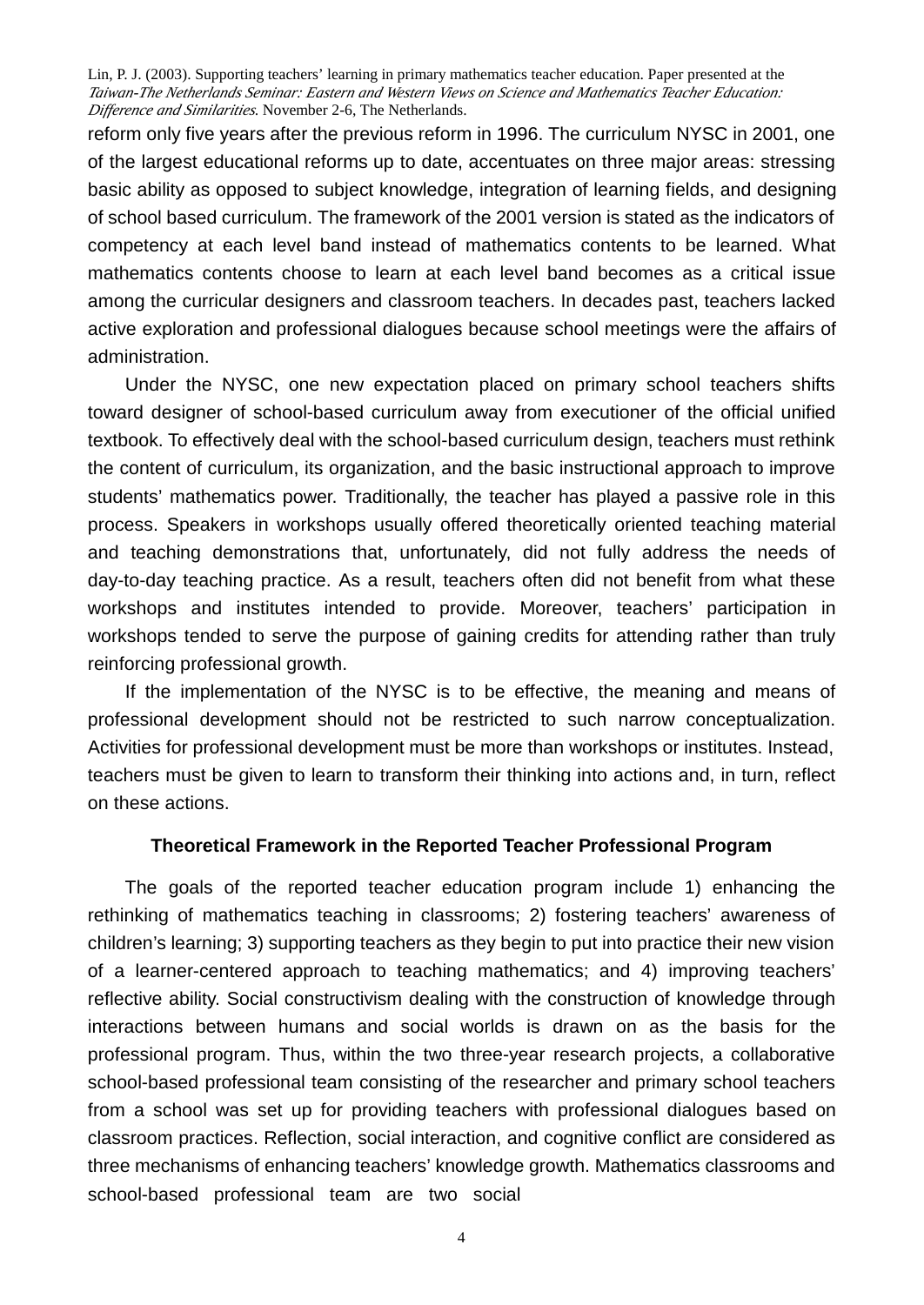reform only five years after the previous reform in 1996. The curriculum NYSC in 2001, one of the largest educational reforms up to date, accentuates on three major areas: stressing basic ability as opposed to subject knowledge, integration of learning fields, and designing of school based curriculum. The framework of the 2001 version is stated as the indicators of competency at each level band instead of mathematics contents to be learned. What mathematics contents choose to learn at each level band becomes as a critical issue among the curricular designers and classroom teachers. In decades past, teachers lacked active exploration and professional dialogues because school meetings were the affairs of administration.

Under the NYSC, one new expectation placed on primary school teachers shifts toward designer of school-based curriculum away from executioner of the official unified textbook. To effectively deal with the school-based curriculum design, teachers must rethink the content of curriculum, its organization, and the basic instructional approach to improve students' mathematics power. Traditionally, the teacher has played a passive role in this process. Speakers in workshops usually offered theoretically oriented teaching material and teaching demonstrations that, unfortunately, did not fully address the needs of day-to-day teaching practice. As a result, teachers often did not benefit from what these workshops and institutes intended to provide. Moreover, teachers' participation in workshops tended to serve the purpose of gaining credits for attending rather than truly reinforcing professional growth.

If the implementation of the NYSC is to be effective, the meaning and means of professional development should not be restricted to such narrow conceptualization. Activities for professional development must be more than workshops or institutes. Instead, teachers must be given to learn to transform their thinking into actions and, in turn, reflect on these actions.

## Theoretical Framework in the Reported Teacher Professional Program

The goals of the reported teacher education program include 1) enhancing the rethinking of mathematics teaching in classrooms; 2) fostering teachers' awareness of children's learning; 3) supporting teachers as they begin to put into practice their new vision of a learner-centered approach to teaching mathematics; and 4) improving teachers' reflective ability. Social constructivism dealing with the construction of knowledge through interactions between humans and social worlds is drawn on as the basis for the professional program. Thus, within the two three-year research projects, a collaborative school-based professional team consisting of the researcher and primary school teachers from a school was set up for providing teachers with professional dialogues based on classroom practices. Reflection, social interaction, and cognitive conflict are considered as three mechanisms of enhancing teachers' knowledge growth. Mathematics classrooms and school-based professional team are two social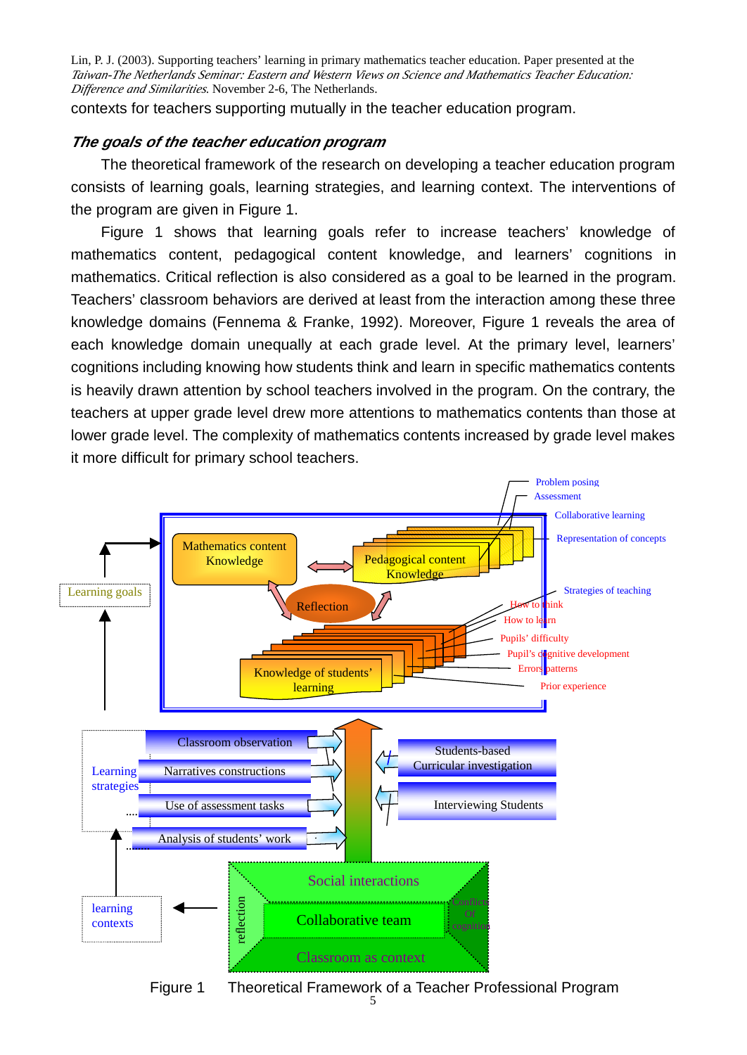contexts for teachers supporting mutually in the teacher education program.

### *The goals of the teacher education program*

The theoretical framework of the research on developing a teacher education program consists of learning goals, learning strategies, and learning context. The interventions of the program are given in Figure 1.

Figure 1 shows that learning goals refer to increase teachers' knowledge of mathematics content, pedagogical content knowledge, and learners' cognitions in mathematics. Critical reflection is also considered as a goal to be learned in the program. Teachers' classroom behaviors are derived at least from the interaction among these three knowledge domains (Fennema & Franke, 1992). Moreover, Figure 1 reveals the area of each knowledge domain unequally at each grade level. At the primary level, learners' cognitions including knowing how students think and learn in specific mathematics contents is heavily drawn attention by school teachers involved in the program. On the contrary, the teachers at upper grade level drew more attentions to mathematics contents than those at lower grade level. The complexity of mathematics contents increased by grade level makes it more difficult for primary school teachers.

Learning goals

Mathematics content Knowledge

Pedagogical content Knowledge

Reflection

Knowledge of students' learning

Problem posing

Assessment

Collaborative learning

Representation of concepts

Strategies of teaching

How to think

How to learn

Pupils' difficulty

Pupil's cognitive development

Errors patterns

Prior experience

Learning strategies

Classroom observation

Narratives constructions

Use of assessment tasks

Analysis of students' work

Students-based Curricular investigation

Interviewing Students

learning contexts

Social interactions

Collaborative team

Classroom as context

reflection

Conflict Of cognition

Figure 1 Theoretical Framework of a Teacher Professional Program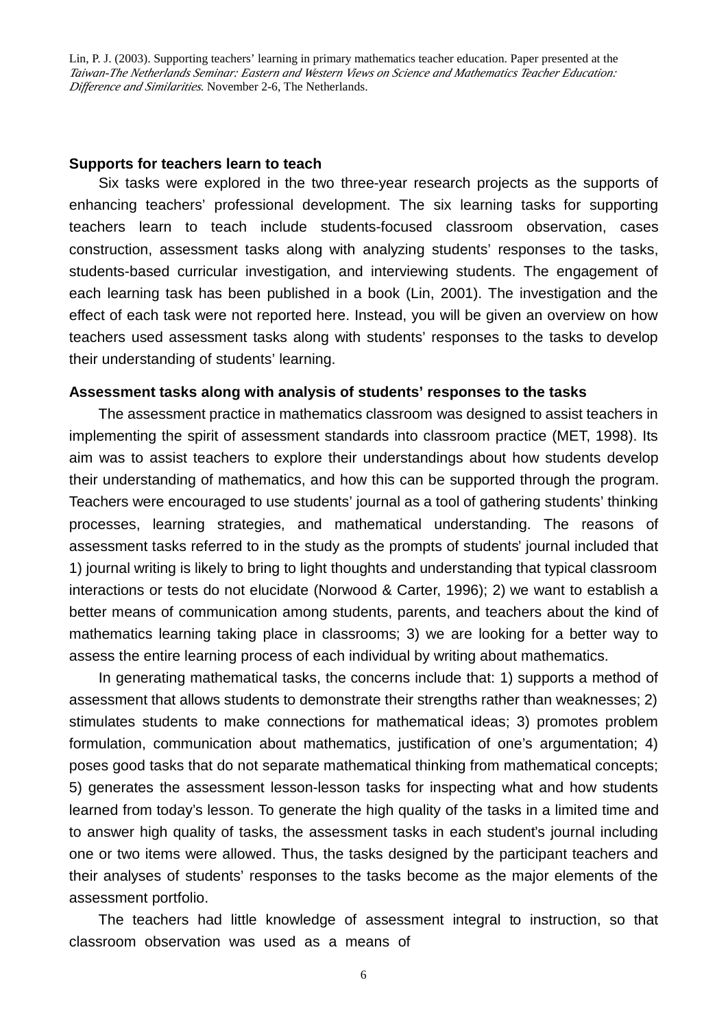## Supports for teachers learn to teach

Six tasks were explored in the two three-year research projects as the supports of enhancing teachers' professional development. The six learning tasks for supporting teachers learn to teach include students-focused classroom observation, cases construction, assessment tasks along with analyzing students' responses to the tasks, students-based curricular investigation, and interviewing students. The engagement of each learning task has been published in a book (Lin, 2001). The investigation and the effect of each task were not reported here. Instead, you will be given an overview on how teachers used assessment tasks along with students' responses to the tasks to develop their understanding of students' learning.

### Assessment tasks along with analysis of students' responses to the tasks

The assessment practice in mathematics classroom was designed to assist teachers in implementing the spirit of assessment standards into classroom practice (MET, 1998). Its aim was to assist teachers to explore their understandings about how students develop their understanding of mathematics, and how this can be supported through the program. Teachers were encouraged to use students' journal as a tool of gathering students' thinking processes, learning strategies, and mathematical understanding. The reasons of assessment tasks referred to in the study as the prompts of students' journal included that 1) journal writing is likely to bring to light thoughts and understanding that typical classroom interactions or tests do not elucidate (Norwood & Carter, 1996); 2) we want to establish a better means of communication among students, parents, and teachers about the kind of mathematics learning taking place in classrooms; 3) we are looking for a better way to assess the entire learning process of each individual by writing about mathematics.

In generating mathematical tasks, the concerns include that: 1) supports a method of assessment that allows students to demonstrate their strengths rather than weaknesses; 2) stimulates students to make connections for mathematical ideas; 3) promotes problem formulation, communication about mathematics, justification of one's argumentation; 4) poses good tasks that do not separate mathematical thinking from mathematical concepts; 5) generates the assessment lesson-lesson tasks for inspecting what and how students learned from today's lesson. To generate the high quality of the tasks in a limited time and to answer high quality of tasks, the assessment tasks in each student's journal including one or two items were allowed. Thus, the tasks designed by the participant teachers and their analyses of students' responses to the tasks become as the major elements of the assessment portfolio.

The teachers had little knowledge of assessment integral to instruction, so that classroom observation was used as a means of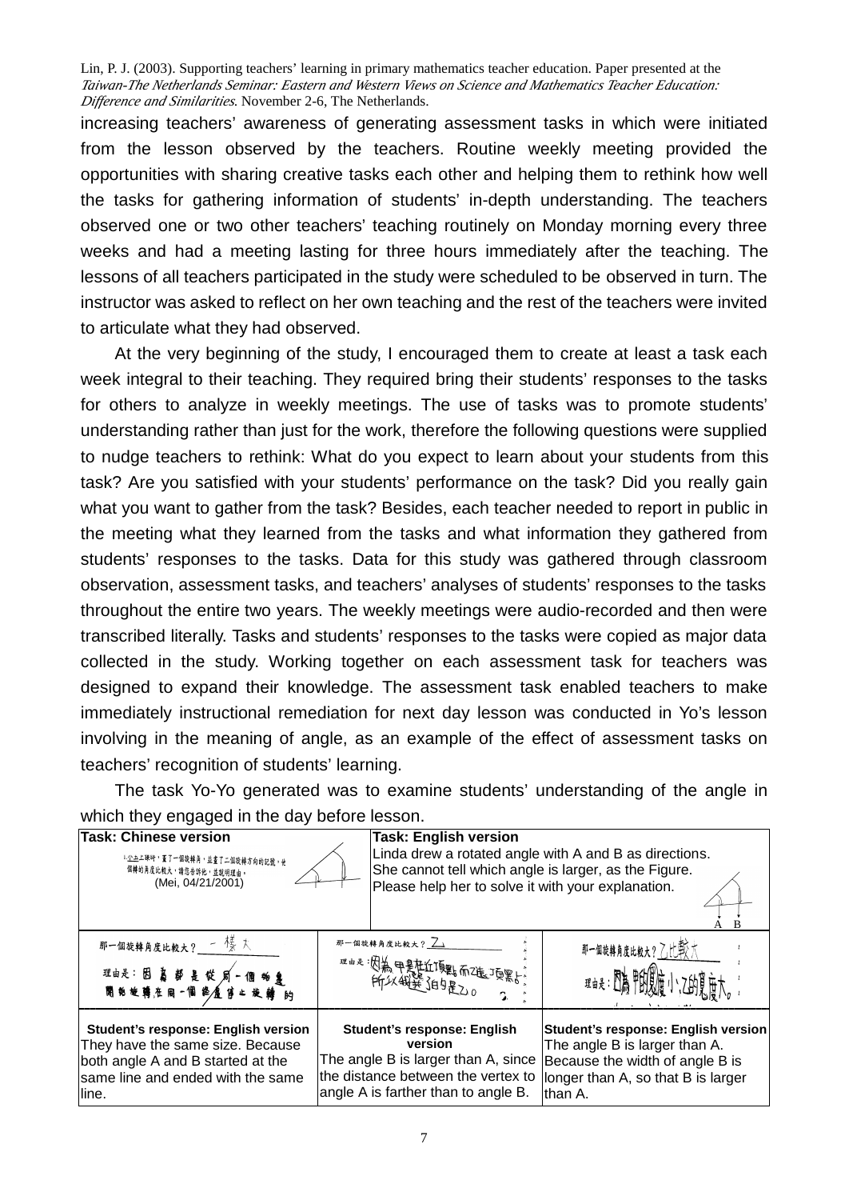increasing teachers' awareness of generating assessment tasks in which were initiated from the lesson observed by the teachers. Routine weekly meeting provided the opportunities with sharing creative tasks each other and helping them to rethink how well the tasks for gathering information of students' in-depth understanding. The teachers observed one or two other teachers' teaching routinely on Monday morning every three weeks and had a meeting lasting for three hours immediately after the teaching. The lessons of all teachers participated in the study were scheduled to be observed in turn. The instructor was asked to reflect on her own teaching and the rest of the teachers were invited to articulate what they had observed.

At the very beginning of the study, I encouraged them to create at least a task each week integral to their teaching. They required bring their students' responses to the tasks for others to analyze in weekly meetings. The use of tasks was to promote students' understanding rather than just for the work, therefore the following questions were supplied to nudge teachers to rethink: What do you expect to learn about your students from this task? Are you satisfied with your students' performance on the task? Did you really gain what you want to gather from the task? Besides, each teacher needed to report in public in the meeting what they learned from the tasks and what information they gathered from students' responses to the tasks. Data for this study was gathered through classroom observation, assessment tasks, and teachers' analyses of students' responses to the tasks throughout the entire two years. The weekly meetings were audio-recorded and then were transcribed literally. Tasks and students' responses to the tasks were copied as major data collected in the study. Working together on each assessment task for teachers was designed to expand their knowledge. The assessment task enabled teachers to make immediately instructional remediation for next day lesson was conducted in Yo's lesson involving in the meaning of angle, as an example of the effect of assessment tasks on teachers' recognition of students' learning.

The task Yo-Yo generated was to examine students' understanding of the angle in which they engaged in the day before lesson.

| **Task: Chinese version**<br>小玉上課時，畫了一個旋轉角，並畫了二個旋轉方向的記號，她不知道哪一個旋轉的角度比較大，請您告訴她，並說明理由。<br>(Mei, 04/21/2001) | **Task: English version**<br>Linda drew a rotated angle with A and B as directions. She cannot tell which angle is larger, as the Figure. Please help her to solve it with your explanation. | |
|---|---|---|
| 那一個旋轉角度比較大？一樣大<br>理由是：因為都是從同一個地方開始旋轉在同一個線停止旋轉的 | 那一個旋轉角度比較大？乙<br>理由是：因為甲是在近頂點而乙是遠頂點，所以旋轉的是乙。 | 那一個旋轉角度比較大？乙比較大<br>理由是：因為甲的寬度小，乙的寬度大。 |
| **Student's response: English version**<br>They have the same size. Because both angle A and B started at the same line and ended with the same line. | **Student's response: English version**<br>The angle B is larger than A, since the distance between the vertex to angle A is farther than to angle B. | **Student's response: English version**<br>The angle B is larger than A. Because the width of angle B is longer than A, so that B is larger than A. |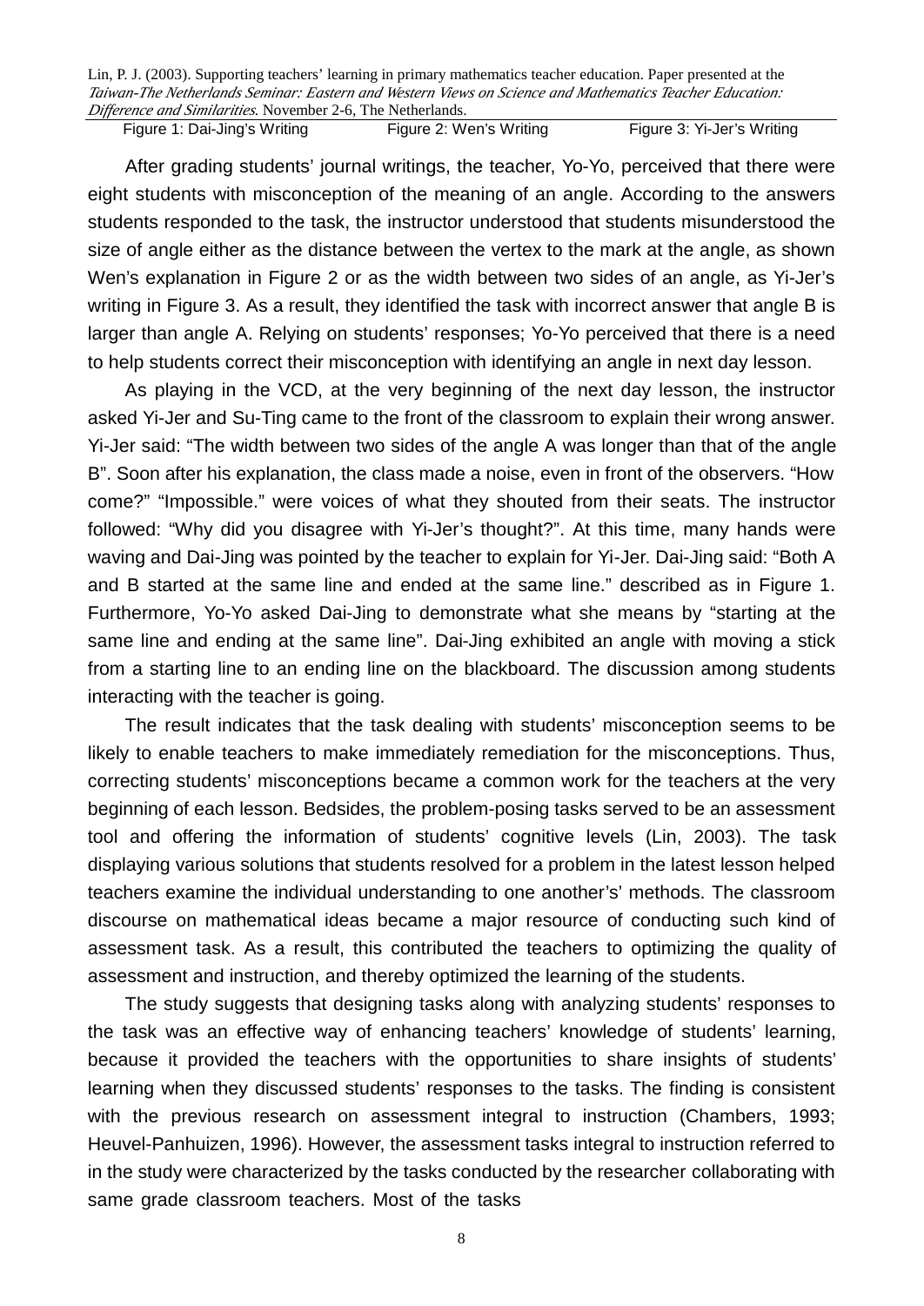Figure 1: Dai-Jing's Writing Figure 2: Wen's Writing Figure 3: Yi-Jer's Writing

After grading students' journal writings, the teacher, Yo-Yo, perceived that there were eight students with misconception of the meaning of an angle. According to the answers students responded to the task, the instructor understood that students misunderstood the size of angle either as the distance between the vertex to the mark at the angle, as shown Wen's explanation in Figure 2 or as the width between two sides of an angle, as Yi-Jer's writing in Figure 3. As a result, they identified the task with incorrect answer that angle B is larger than angle A. Relying on students' responses; Yo-Yo perceived that there is a need to help students correct their misconception with identifying an angle in next day lesson.

As playing in the VCD, at the very beginning of the next day lesson, the instructor asked Yi-Jer and Su-Ting came to the front of the classroom to explain their wrong answer. Yi-Jer said: "The width between two sides of the angle A was longer than that of the angle B". Soon after his explanation, the class made a noise, even in front of the observers. "How come?" "Impossible." were voices of what they shouted from their seats. The instructor followed: "Why did you disagree with Yi-Jer's thought?". At this time, many hands were waving and Dai-Jing was pointed by the teacher to explain for Yi-Jer. Dai-Jing said: "Both A and B started at the same line and ended at the same line." described as in Figure 1. Furthermore, Yo-Yo asked Dai-Jing to demonstrate what she means by "starting at the same line and ending at the same line". Dai-Jing exhibited an angle with moving a stick from a starting line to an ending line on the blackboard. The discussion among students interacting with the teacher is going.

The result indicates that the task dealing with students' misconception seems to be likely to enable teachers to make immediately remediation for the misconceptions. Thus, correcting students' misconceptions became a common work for the teachers at the very beginning of each lesson. Bedsides, the problem-posing tasks served to be an assessment tool and offering the information of students' cognitive levels (Lin, 2003). The task displaying various solutions that students resolved for a problem in the latest lesson helped teachers examine the individual understanding to one another's' methods. The classroom discourse on mathematical ideas became a major resource of conducting such kind of assessment task. As a result, this contributed the teachers to optimizing the quality of assessment and instruction, and thereby optimized the learning of the students.

The study suggests that designing tasks along with analyzing students' responses to the task was an effective way of enhancing teachers' knowledge of students' learning, because it provided the teachers with the opportunities to share insights of students' learning when they discussed students' responses to the tasks. The finding is consistent with the previous research on assessment integral to instruction (Chambers, 1993; Heuvel-Panhuizen, 1996). However, the assessment tasks integral to instruction referred to in the study were characterized by the tasks conducted by the researcher collaborating with same grade classroom teachers. Most of the tasks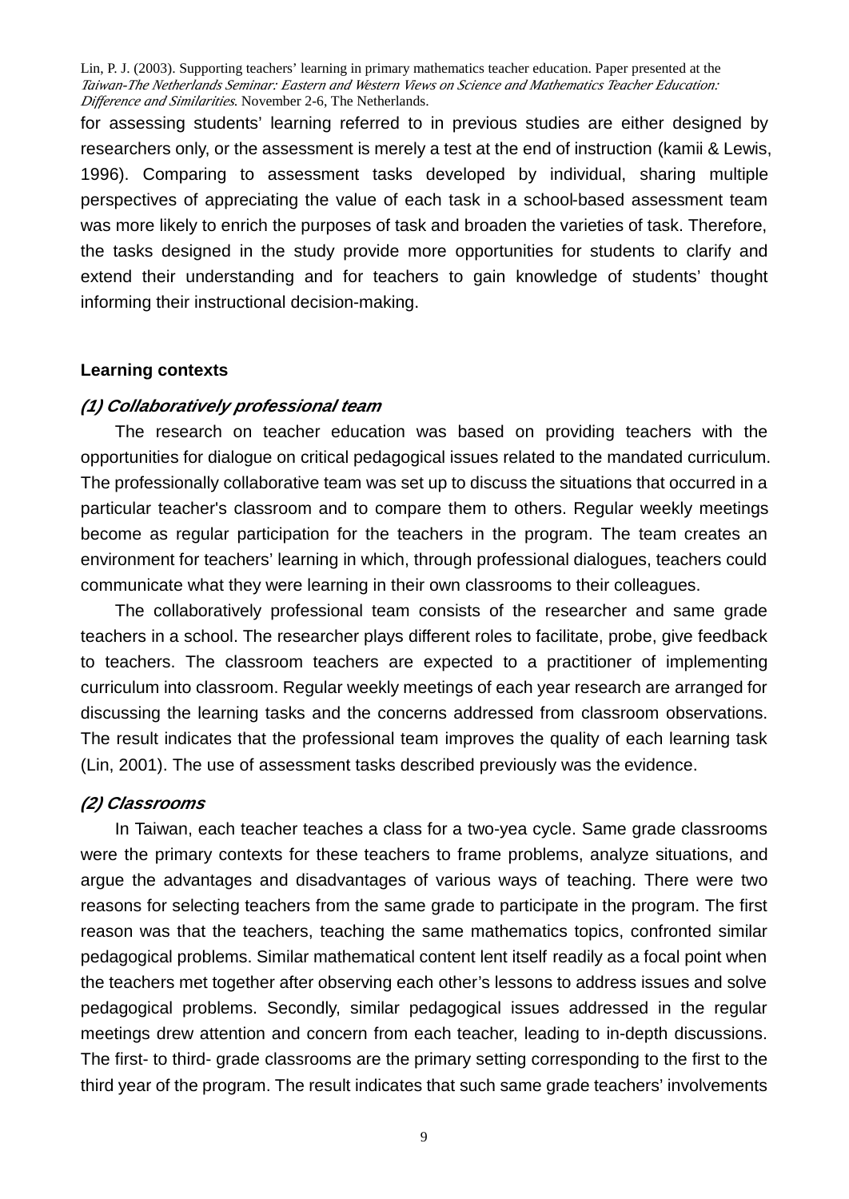for assessing students' learning referred to in previous studies are either designed by researchers only, or the assessment is merely a test at the end of instruction (kamii & Lewis, 1996). Comparing to assessment tasks developed by individual, sharing multiple perspectives of appreciating the value of each task in a school-based assessment team was more likely to enrich the purposes of task and broaden the varieties of task. Therefore, the tasks designed in the study provide more opportunities for students to clarify and extend their understanding and for teachers to gain knowledge of students' thought informing their instructional decision-making.

**Learning contexts**

***(1) Collaboratively professional team***

The research on teacher education was based on providing teachers with the opportunities for dialogue on critical pedagogical issues related to the mandated curriculum. The professionally collaborative team was set up to discuss the situations that occurred in a particular teacher's classroom and to compare them to others. Regular weekly meetings become as regular participation for the teachers in the program. The team creates an environment for teachers' learning in which, through professional dialogues, teachers could communicate what they were learning in their own classrooms to their colleagues.

The collaboratively professional team consists of the researcher and same grade teachers in a school. The researcher plays different roles to facilitate, probe, give feedback to teachers. The classroom teachers are expected to a practitioner of implementing curriculum into classroom. Regular weekly meetings of each year research are arranged for discussing the learning tasks and the concerns addressed from classroom observations. The result indicates that the professional team improves the quality of each learning task (Lin, 2001). The use of assessment tasks described previously was the evidence.

***(2) Classrooms***

In Taiwan, each teacher teaches a class for a two-yea cycle. Same grade classrooms were the primary contexts for these teachers to frame problems, analyze situations, and argue the advantages and disadvantages of various ways of teaching. There were two reasons for selecting teachers from the same grade to participate in the program. The first reason was that the teachers, teaching the same mathematics topics, confronted similar pedagogical problems. Similar mathematical content lent itself readily as a focal point when the teachers met together after observing each other's lessons to address issues and solve pedagogical problems. Secondly, similar pedagogical issues addressed in the regular meetings drew attention and concern from each teacher, leading to in-depth discussions. The first- to third- grade classrooms are the primary setting corresponding to the first to the third year of the program. The result indicates that such same grade teachers' involvements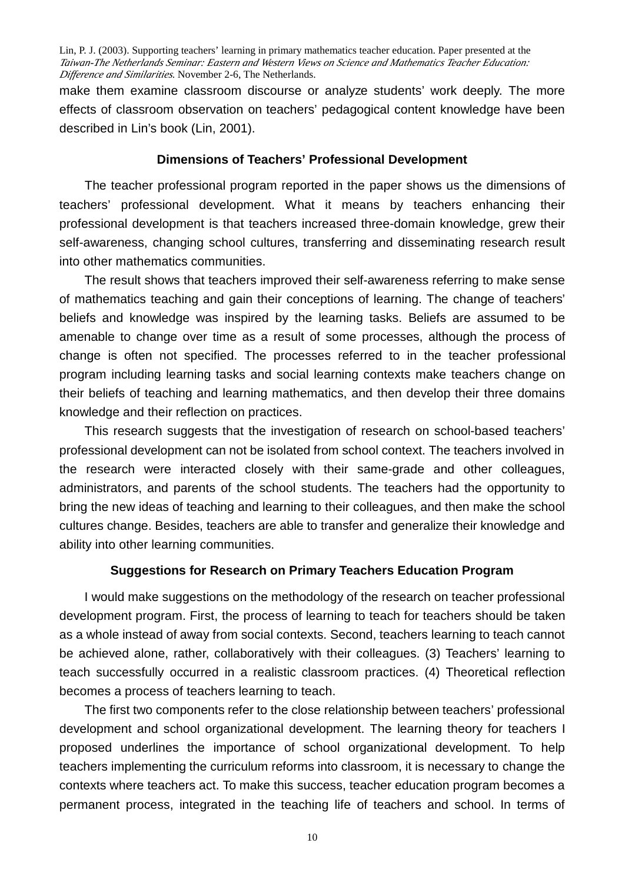make them examine classroom discourse or analyze students' work deeply. The more effects of classroom observation on teachers' pedagogical content knowledge have been described in Lin's book (Lin, 2001).

### Dimensions of Teachers' Professional Development

The teacher professional program reported in the paper shows us the dimensions of teachers' professional development. What it means by teachers enhancing their professional development is that teachers increased three-domain knowledge, grew their self-awareness, changing school cultures, transferring and disseminating research result into other mathematics communities.

The result shows that teachers improved their self-awareness referring to make sense of mathematics teaching and gain their conceptions of learning. The change of teachers' beliefs and knowledge was inspired by the learning tasks. Beliefs are assumed to be amenable to change over time as a result of some processes, although the process of change is often not specified. The processes referred to in the teacher professional program including learning tasks and social learning contexts make teachers change on their beliefs of teaching and learning mathematics, and then develop their three domains knowledge and their reflection on practices.

This research suggests that the investigation of research on school-based teachers' professional development can not be isolated from school context. The teachers involved in the research were interacted closely with their same-grade and other colleagues, administrators, and parents of the school students. The teachers had the opportunity to bring the new ideas of teaching and learning to their colleagues, and then make the school cultures change. Besides, teachers are able to transfer and generalize their knowledge and ability into other learning communities.

### Suggestions for Research on Primary Teachers Education Program

I would make suggestions on the methodology of the research on teacher professional development program. First, the process of learning to teach for teachers should be taken as a whole instead of away from social contexts. Second, teachers learning to teach cannot be achieved alone, rather, collaboratively with their colleagues. (3) Teachers' learning to teach successfully occurred in a realistic classroom practices. (4) Theoretical reflection becomes a process of teachers learning to teach.

The first two components refer to the close relationship between teachers' professional development and school organizational development. The learning theory for teachers I proposed underlines the importance of school organizational development. To help teachers implementing the curriculum reforms into classroom, it is necessary to change the contexts where teachers act. To make this success, teacher education program becomes a permanent process, integrated in the teaching life of teachers and school. In terms of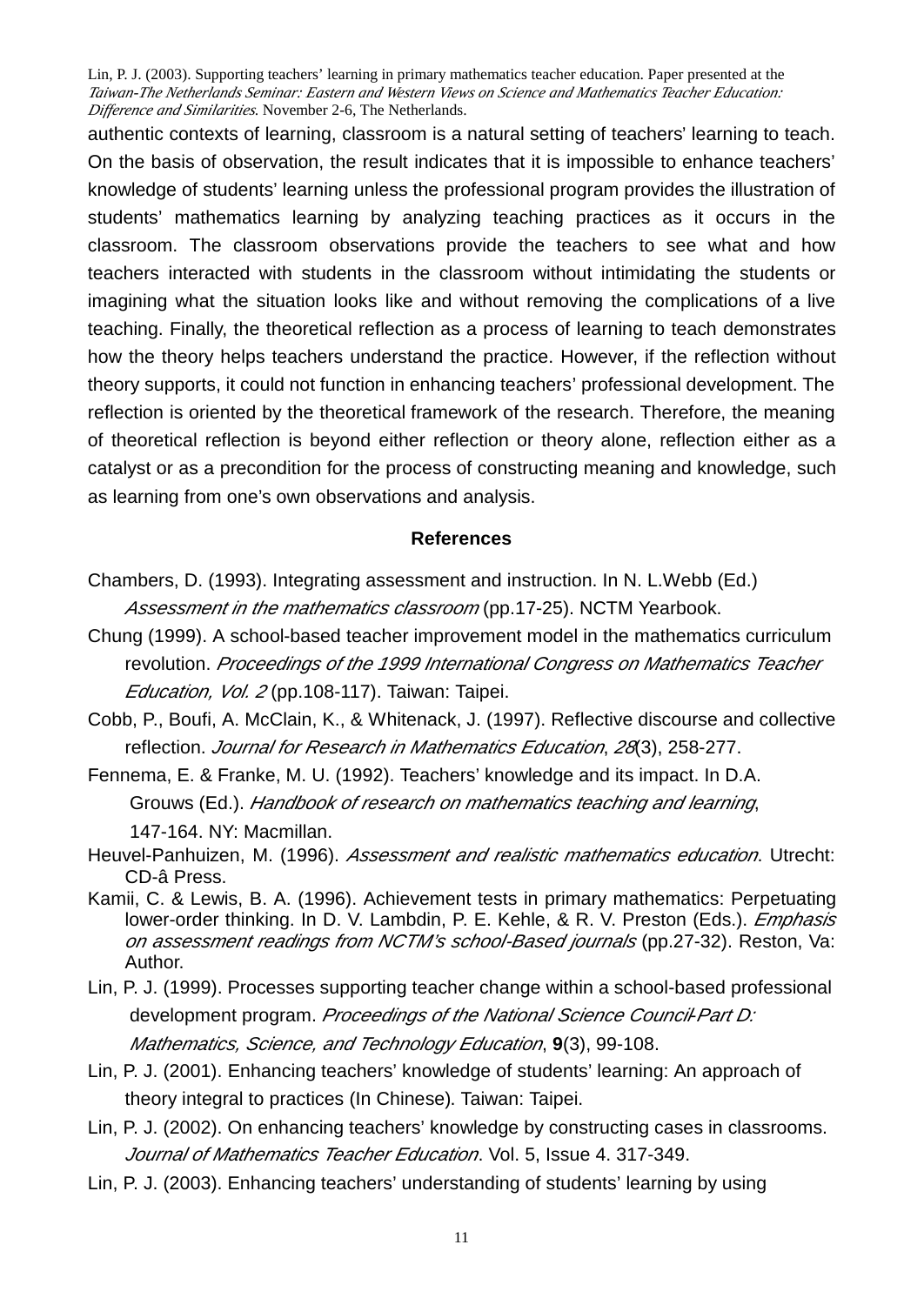authentic contexts of learning, classroom is a natural setting of teachers' learning to teach. On the basis of observation, the result indicates that it is impossible to enhance teachers' knowledge of students' learning unless the professional program provides the illustration of students' mathematics learning by analyzing teaching practices as it occurs in the classroom. The classroom observations provide the teachers to see what and how teachers interacted with students in the classroom without intimidating the students or imagining what the situation looks like and without removing the complications of a live teaching. Finally, the theoretical reflection as a process of learning to teach demonstrates how the theory helps teachers understand the practice. However, if the reflection without theory supports, it could not function in enhancing teachers' professional development. The reflection is oriented by the theoretical framework of the research. Therefore, the meaning of theoretical reflection is beyond either reflection or theory alone, reflection either as a catalyst or as a precondition for the process of constructing meaning and knowledge, such as learning from one's own observations and analysis.

## References

Chambers, D. (1993). Integrating assessment and instruction. In N. L.Webb (Ed.) *Assessment in the mathematics classroom* (pp.17-25). NCTM Yearbook.

Chung (1999). A school-based teacher improvement model in the mathematics curriculum revolution. *Proceedings of the 1999 International Congress on Mathematics Teacher Education, Vol. 2* (pp.108-117). Taiwan: Taipei.

Cobb, P., Boufi, A. McClain, K., & Whitenack, J. (1997). Reflective discourse and collective reflection. *Journal for Research in Mathematics Education*, *28*(3), 258-277.

Fennema, E. & Franke, M. U. (1992). Teachers' knowledge and its impact. In D.A. Grouws (Ed.). *Handbook of research on mathematics teaching and learning*, 147-164. NY: Macmillan.

Heuvel-Panhuizen, M. (1996). *Assessment and realistic mathematics education*. Utrecht: CD-â Press.

Kamii, C. & Lewis, B. A. (1996). Achievement tests in primary mathematics: Perpetuating lower-order thinking. In D. V. Lambdin, P. E. Kehle, & R. V. Preston (Eds.). *Emphasis on assessment readings from NCTM's school-Based journals* (pp.27-32). Reston, Va: Author.

Lin, P. J. (1999). Processes supporting teacher change within a school-based professional development program. *Proceedings of the National Science Council-Part D: Mathematics, Science, and Technology Education*, **9**(3), 99-108.

Lin, P. J. (2001). Enhancing teachers' knowledge of students' learning: An approach of theory integral to practices (In Chinese). Taiwan: Taipei.

Lin, P. J. (2002). On enhancing teachers' knowledge by constructing cases in classrooms. *Journal of Mathematics Teacher Education*. Vol. 5, Issue 4. 317-349.

Lin, P. J. (2003). Enhancing teachers' understanding of students' learning by using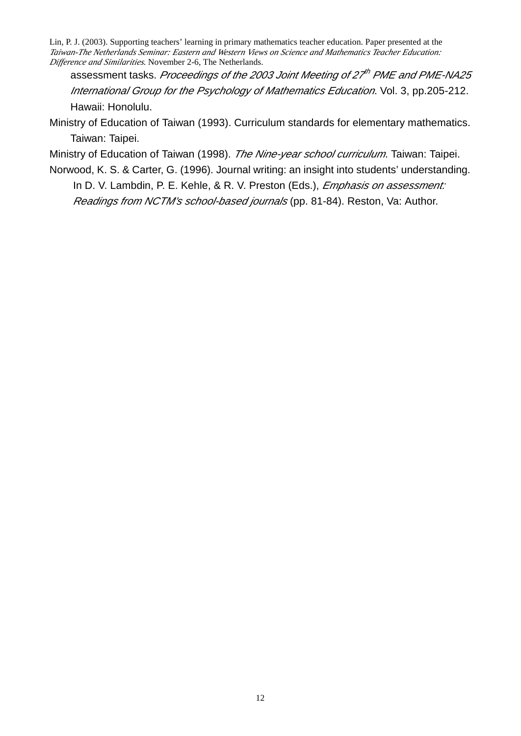assessment tasks. *Proceedings of the 2003 Joint Meeting of 27th PME and PME-NA25 International Group for the Psychology of Mathematics Education*. Vol. 3, pp.205-212. Hawaii: Honolulu.

Ministry of Education of Taiwan (1993). Curriculum standards for elementary mathematics. Taiwan: Taipei.

Ministry of Education of Taiwan (1998). *The Nine-year school curriculum*. Taiwan: Taipei.

Norwood, K. S. & Carter, G. (1996). Journal writing: an insight into students' understanding. In D. V. Lambdin, P. E. Kehle, & R. V. Preston (Eds.), *Emphasis on assessment: Readings from NCTM's school-based journals* (pp. 81-84). Reston, Va: Author.